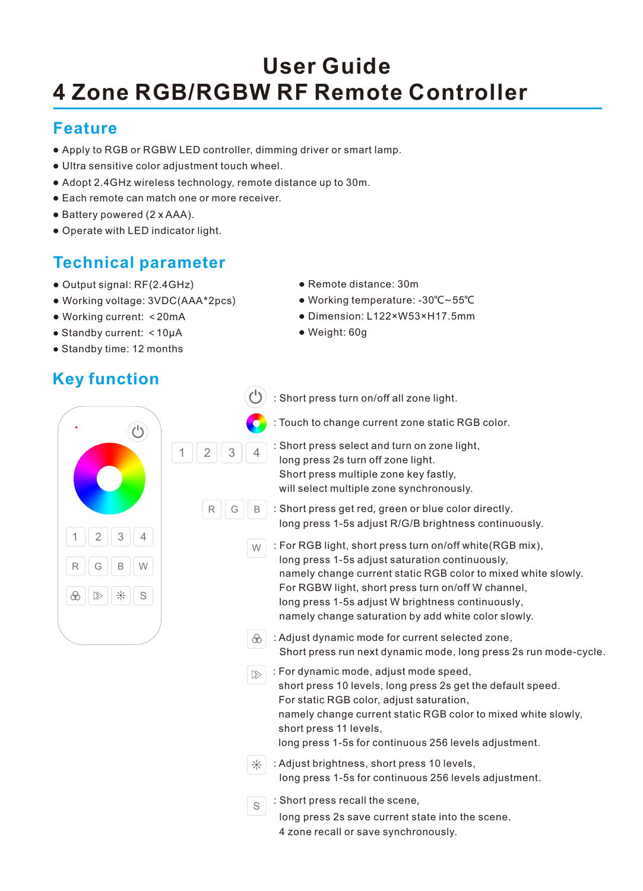# User Guide

# 4 Zone RGB/RGBW RF Remote Controller

## Feature

- Apply to RGB or RGBW LED controller, dimming driver or smart lamp.
- Ultra sensitive color adjustment touch wheel.
- Adopt 2.4GHz wireless technology, remote distance up to 30m.
- Each remote can match one or more receiver.
- Battery powered (2 x AAA).
- Operate with LED indicator light.

## Technical parameter

- Output signal: RF(2.4GHz)
- Working voltage: 3VDC(AAA*2pcs)
- Working current: ＜20mA
- Standby current: ＜10μA
- Standby time: 12 months
- Remote distance: 30m
- Working temperature: -30℃~55℃
- Dimension: L122×W53×H17.5mm
- Weight: 60g

## Key function

- Power key: Short press turn on/off all zone light.
- Color wheel: Touch to change current zone static RGB color.
- 1 2 3 4: Short press select and turn on zone light, long press 2s turn off zone light. Short press multiple zone key fastly, will select multiple zone synchronously.
- R G B: Short press get red, green or blue color directly. long press 1-5s adjust R/G/B brightness continuously.
- W: For RGB light, short press turn on/off white(RGB mix), long press 1-5s adjust saturation continuously, namely change current static RGB color to mixed white slowly. For RGBW light, short press turn on/off W channel, long press 1-5s adjust W brightness continuously, namely change saturation by add white color slowly.
- Mode key: Adjust dynamic mode for current selected zone, Short press run next dynamic mode, long press 2s run mode-cycle.
- Speed key: For dynamic mode, adjust mode speed, short press 10 levels, long press 2s get the default speed. For static RGB color, adjust saturation, namely change current static RGB color to mixed white slowly, short press 11 levels, long press 1-5s for continuous 256 levels adjustment.
- Brightness key: Adjust brightness, short press 10 levels, long press 1-5s for continuous 256 levels adjustment.
- S: Short press recall the scene, long press 2s save current state into the scene. 4 zone recall or save synchronously.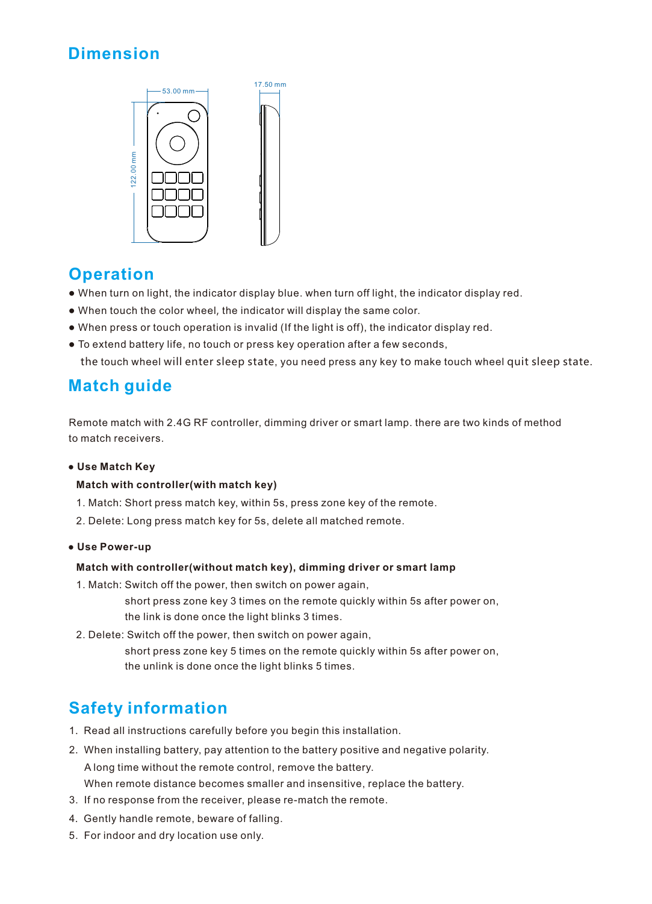## Dimension

53.00 mm

17.50 mm

122.00 mm

## Operation

- When turn on light, the indicator display blue. when turn off light, the indicator display red.
- When touch the color wheel, the indicator will display the same color.
- When press or touch operation is invalid (If the light is off), the indicator display red.
- To extend battery life, no touch or press key operation after a few seconds, the touch wheel will enter sleep state, you need press any key to make touch wheel quit sleep state.

## Match guide

Remote match with 2.4G RF controller, dimming driver or smart lamp. there are two kinds of method to match receivers.

- **Use Match Key**

  **Match with controller(with match key)**

  1. Match: Short press match key, within 5s, press zone key of the remote.
  2. Delete: Long press match key for 5s, delete all matched remote.

- **Use Power-up**

  **Match with controller(without match key), dimming driver or smart lamp**

  1. Match: Switch off the power, then switch on power again,
     short press zone key 3 times on the remote quickly within 5s after power on,
     the link is done once the light blinks 3 times.
  2. Delete: Switch off the power, then switch on power again,
     short press zone key 5 times on the remote quickly within 5s after power on,
     the unlink is done once the light blinks 5 times.

## Safety information

1. Read all instructions carefully before you begin this installation.
2. When installing battery, pay attention to the battery positive and negative polarity.
   A long time without the remote control, remove the battery.
   When remote distance becomes smaller and insensitive, replace the battery.
3. If no response from the receiver, please re-match the remote.
4. Gently handle remote, beware of falling.
5. For indoor and dry location use only.